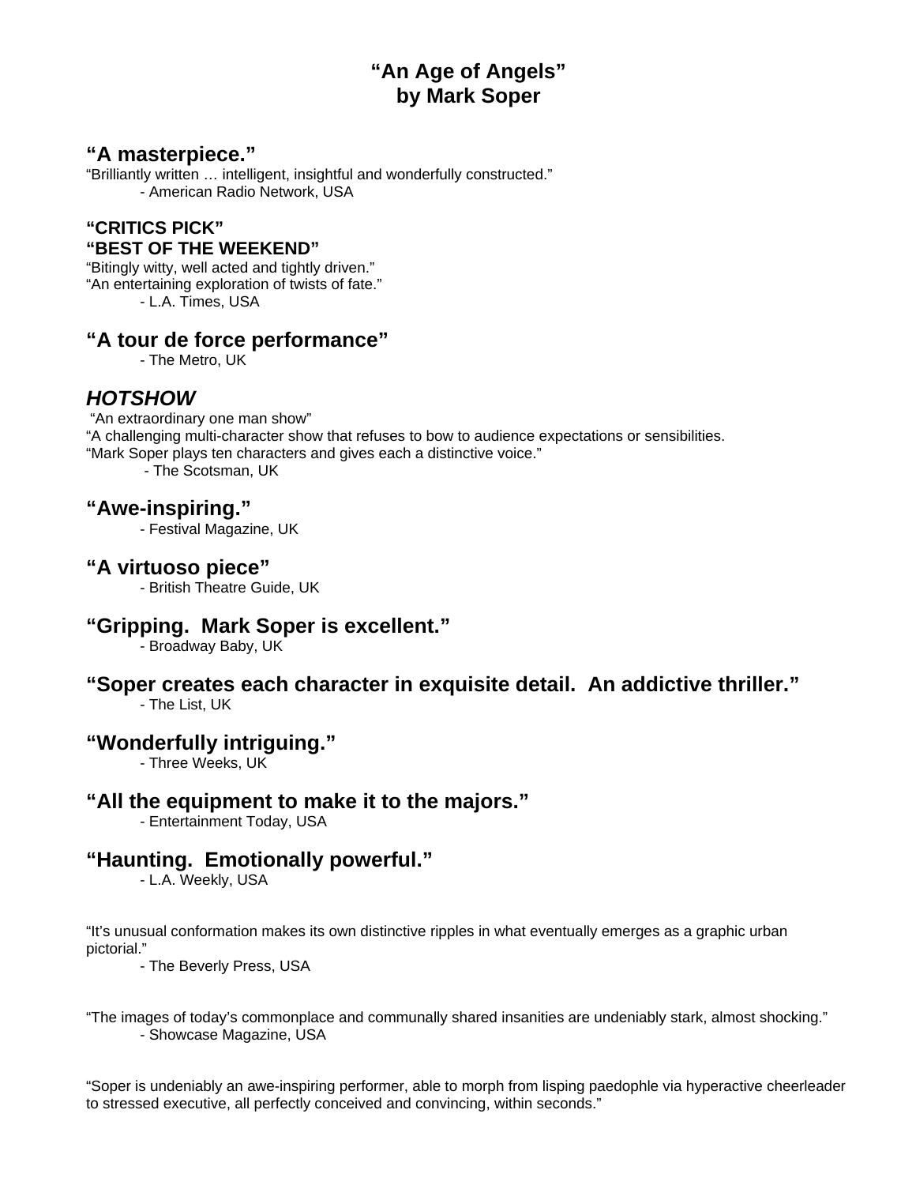# "An Age of Angels"
# by Mark Soper

### "A masterpiece."

"Brilliantly written … intelligent, insightful and wonderfully constructed."

- American Radio Network, USA

### "CRITICS PICK"
### "BEST OF THE WEEKEND"

"Bitingly witty, well acted and tightly driven."
"An entertaining exploration of twists of fate."

- L.A. Times, USA

### "A tour de force performance"

- The Metro, UK

### *HOTSHOW*

"An extraordinary one man show"
"A challenging multi-character show that refuses to bow to audience expectations or sensibilities.
"Mark Soper plays ten characters and gives each a distinctive voice."

- The Scotsman, UK

### "Awe-inspiring."

- Festival Magazine, UK

### "A virtuoso piece"

- British Theatre Guide, UK

### "Gripping. Mark Soper is excellent."

- Broadway Baby, UK

### "Soper creates each character in exquisite detail. An addictive thriller."

- The List, UK

### "Wonderfully intriguing."

- Three Weeks, UK

### "All the equipment to make it to the majors."

- Entertainment Today, USA

### "Haunting. Emotionally powerful."

- L.A. Weekly, USA

"It's unusual conformation makes its own distinctive ripples in what eventually emerges as a graphic urban pictorial."

- The Beverly Press, USA

"The images of today's commonplace and communally shared insanities are undeniably stark, almost shocking."

- Showcase Magazine, USA

"Soper is undeniably an awe-inspiring performer, able to morph from lisping paedophle via hyperactive cheerleader to stressed executive, all perfectly conceived and convincing, within seconds."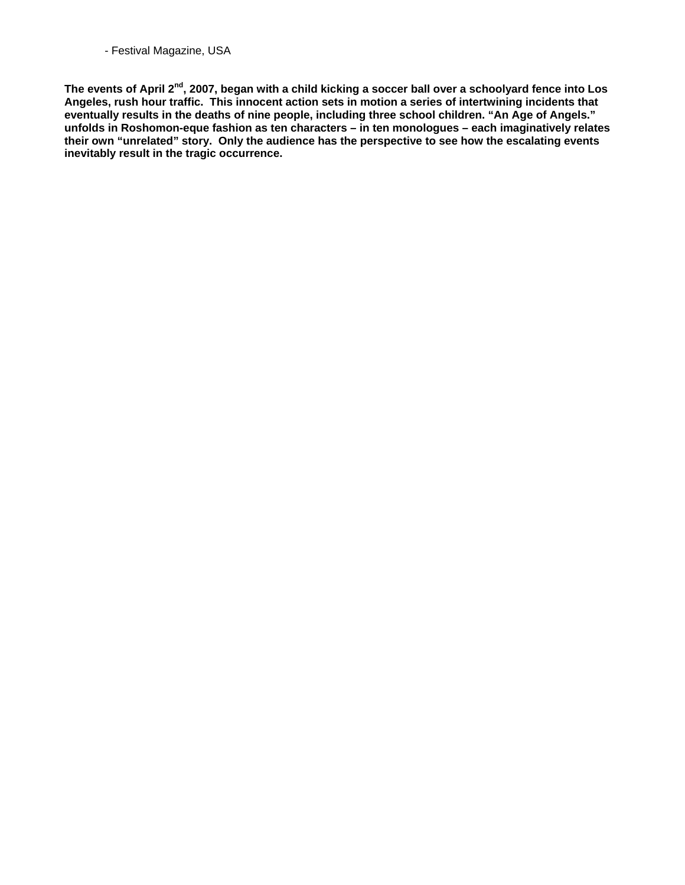- Festival Magazine, USA

**The events of April 2nd, 2007, began with a child kicking a soccer ball over a schoolyard fence into Los Angeles, rush hour traffic. This innocent action sets in motion a series of intertwining incidents that eventually results in the deaths of nine people, including three school children. "An Age of Angels." unfolds in Roshomon-eque fashion as ten characters – in ten monologues – each imaginatively relates their own "unrelated" story. Only the audience has the perspective to see how the escalating events inevitably result in the tragic occurrence.**